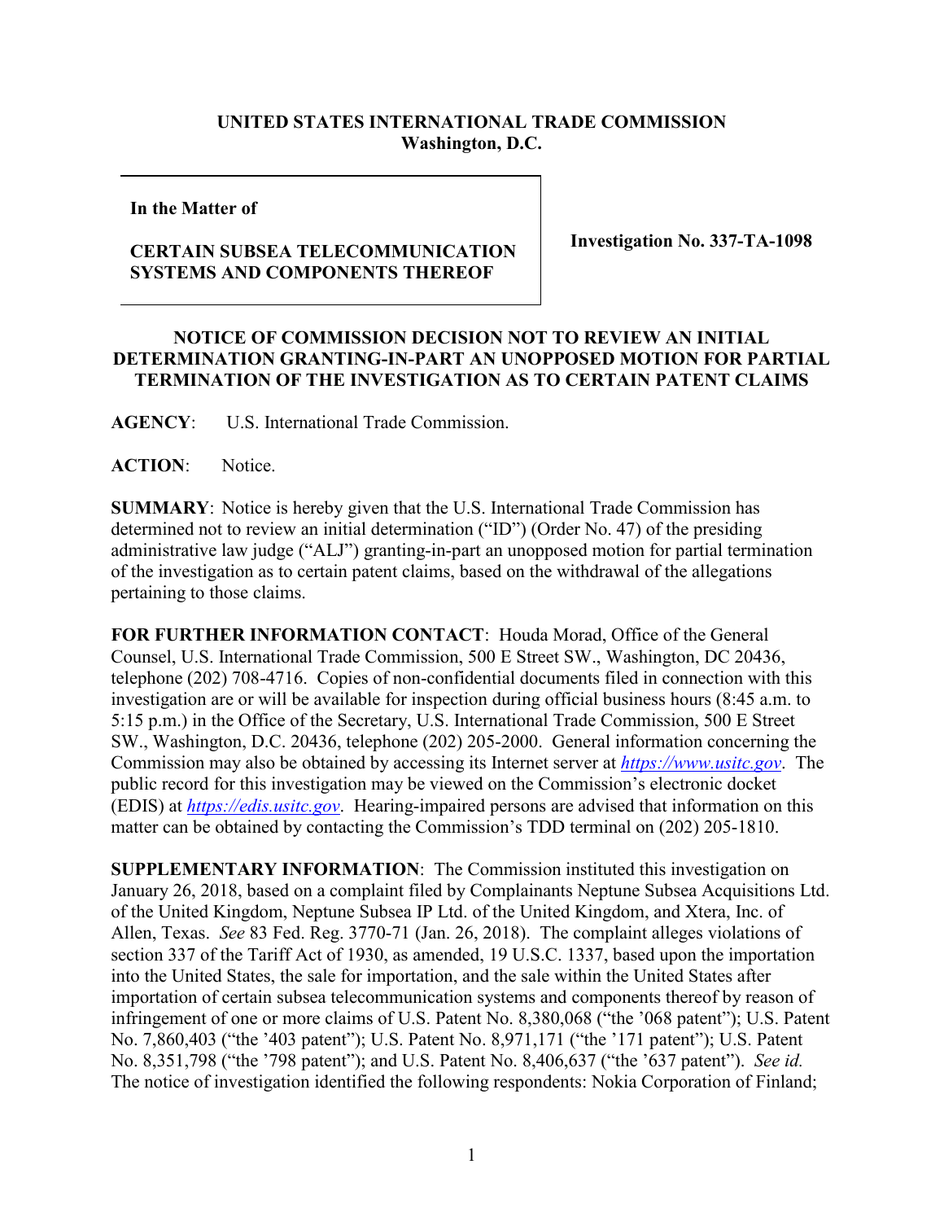**UNITED STATES INTERNATIONAL TRADE COMMISSION**
**Washington, D.C.**

| In the Matter of<br><br>**CERTAIN SUBSEA TELECOMMUNICATION SYSTEMS AND COMPONENTS THEREOF** | **Investigation No. 337-TA-1098** |
|---|---|

**NOTICE OF COMMISSION DECISION NOT TO REVIEW AN INITIAL DETERMINATION GRANTING-IN-PART AN UNOPPOSED MOTION FOR PARTIAL TERMINATION OF THE INVESTIGATION AS TO CERTAIN PATENT CLAIMS**

**AGENCY**: U.S. International Trade Commission.

**ACTION**: Notice.

**SUMMARY**: Notice is hereby given that the U.S. International Trade Commission has determined not to review an initial determination ("ID") (Order No. 47) of the presiding administrative law judge ("ALJ") granting-in-part an unopposed motion for partial termination of the investigation as to certain patent claims, based on the withdrawal of the allegations pertaining to those claims.

**FOR FURTHER INFORMATION CONTACT**: Houda Morad, Office of the General Counsel, U.S. International Trade Commission, 500 E Street SW., Washington, DC 20436, telephone (202) 708-4716. Copies of non-confidential documents filed in connection with this investigation are or will be available for inspection during official business hours (8:45 a.m. to 5:15 p.m.) in the Office of the Secretary, U.S. International Trade Commission, 500 E Street SW., Washington, D.C. 20436, telephone (202) 205-2000. General information concerning the Commission may also be obtained by accessing its Internet server at *https://www.usitc.gov*. The public record for this investigation may be viewed on the Commission's electronic docket (EDIS) at *https://edis.usitc.gov*. Hearing-impaired persons are advised that information on this matter can be obtained by contacting the Commission's TDD terminal on (202) 205-1810.

**SUPPLEMENTARY INFORMATION**: The Commission instituted this investigation on January 26, 2018, based on a complaint filed by Complainants Neptune Subsea Acquisitions Ltd. of the United Kingdom, Neptune Subsea IP Ltd. of the United Kingdom, and Xtera, Inc. of Allen, Texas. *See* 83 Fed. Reg. 3770-71 (Jan. 26, 2018). The complaint alleges violations of section 337 of the Tariff Act of 1930, as amended, 19 U.S.C. 1337, based upon the importation into the United States, the sale for importation, and the sale within the United States after importation of certain subsea telecommunication systems and components thereof by reason of infringement of one or more claims of U.S. Patent No. 8,380,068 ("the '068 patent"); U.S. Patent No. 7,860,403 ("the '403 patent"); U.S. Patent No. 8,971,171 ("the '171 patent"); U.S. Patent No. 8,351,798 ("the '798 patent"); and U.S. Patent No. 8,406,637 ("the '637 patent"). *See id.* The notice of investigation identified the following respondents: Nokia Corporation of Finland;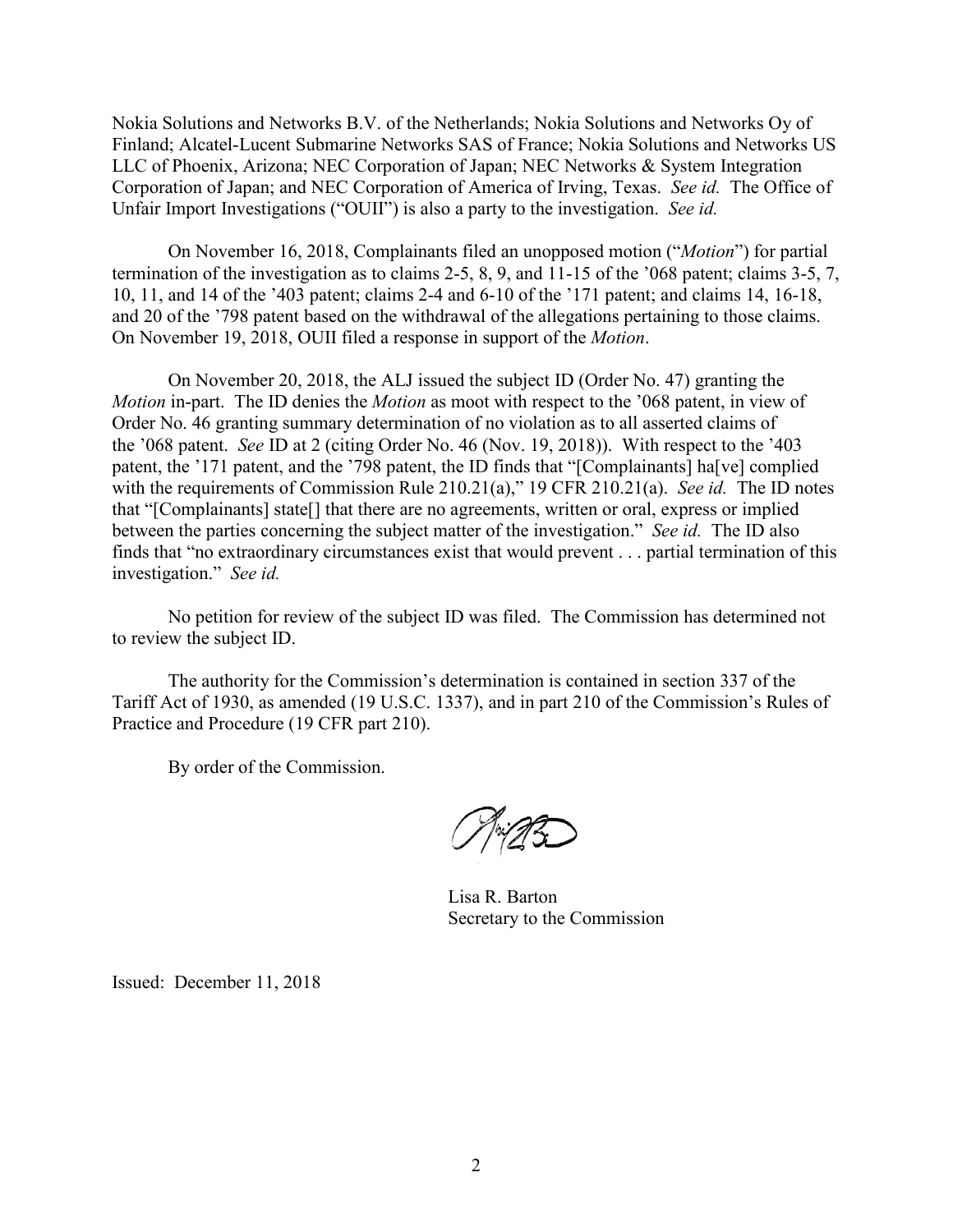Nokia Solutions and Networks B.V. of the Netherlands; Nokia Solutions and Networks Oy of Finland; Alcatel-Lucent Submarine Networks SAS of France; Nokia Solutions and Networks US LLC of Phoenix, Arizona; NEC Corporation of Japan; NEC Networks & System Integration Corporation of Japan; and NEC Corporation of America of Irving, Texas. *See id.* The Office of Unfair Import Investigations ("OUII") is also a party to the investigation. *See id.*

On November 16, 2018, Complainants filed an unopposed motion ("*Motion*") for partial termination of the investigation as to claims 2-5, 8, 9, and 11-15 of the '068 patent; claims 3-5, 7, 10, 11, and 14 of the '403 patent; claims 2-4 and 6-10 of the '171 patent; and claims 14, 16-18, and 20 of the '798 patent based on the withdrawal of the allegations pertaining to those claims. On November 19, 2018, OUII filed a response in support of the *Motion*.

On November 20, 2018, the ALJ issued the subject ID (Order No. 47) granting the *Motion* in-part. The ID denies the *Motion* as moot with respect to the '068 patent, in view of Order No. 46 granting summary determination of no violation as to all asserted claims of the '068 patent. *See* ID at 2 (citing Order No. 46 (Nov. 19, 2018)). With respect to the '403 patent, the '171 patent, and the '798 patent, the ID finds that "[Complainants] ha[ve] complied with the requirements of Commission Rule 210.21(a)," 19 CFR 210.21(a). *See id.* The ID notes that "[Complainants] state[] that there are no agreements, written or oral, express or implied between the parties concerning the subject matter of the investigation." *See id.* The ID also finds that "no extraordinary circumstances exist that would prevent . . . partial termination of this investigation." *See id.*

No petition for review of the subject ID was filed. The Commission has determined not to review the subject ID.

The authority for the Commission's determination is contained in section 337 of the Tariff Act of 1930, as amended (19 U.S.C. 1337), and in part 210 of the Commission's Rules of Practice and Procedure (19 CFR part 210).

By order of the Commission.

Lisa R. Barton
Secretary to the Commission

Issued: December 11, 2018